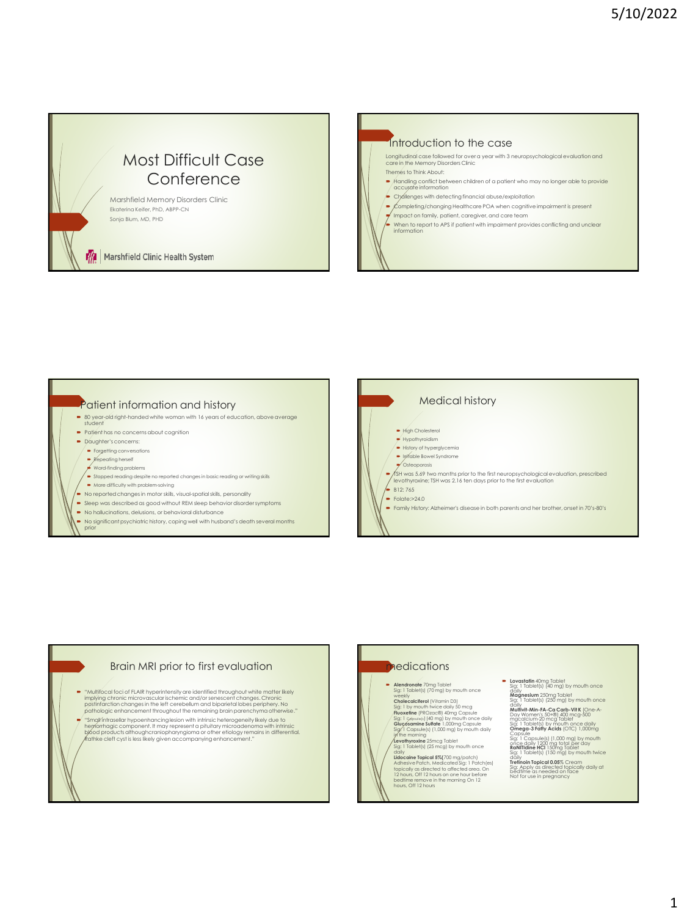# Most Difficult Case Conference

Marshfield Memory Disorders Clinic

Ekaterina Keifer, PhD, ABPP-CN

Sonja Blum, MD, PHD

Marshfield Clinic Health System

## Introduction to the case

Longitudinal case followed for over a year with 3 neuropsychological evaluation and care in the Memory Disorders Clinic

Themes to Think About:

- Handling conflict between children of a patient who may no longer able to provide accurate information
- Challenges with detecting financial abuse/exploitation
- Completing/changing Healthcare POA when cognitive impairment is present
- Impact on family, patient, caregiver, and care team
- When to report to APS if patient with impairment provides conflicting and unclear information

## Patient information and history

- 80 year-old right-handed white woman with 16 years of education, above average student
- Patient has no concerns about cognition
- Daughter's concerns:
  - Forgetting conversations
  - Repeating herself
  - Word-finding problems
  - Stopped reading despite no reported changes in basic reading or writing skills
  - More difficulty with problem-solving
- No reported changes in motor skills, visual-spatial skills, personality
- Sleep was described as good without REM sleep behavior disorder symptoms
- No hallucinations, delusions, or behavioral disturbance
- No significant psychiatric history, coping well with husband's death several months prior

## Medical history

- High Cholesterol
- Hypothyroidism
- History of hyperglycemia
- Irritable Bowel Syndrome
- Osteoporosis
- TSH was 5.69 two months prior to the first neuropsychological evaluation, prescribed levothyroxine; TSH was 2.16 ten days prior to the first evaluation
- B12: 765
- Folate:>24.0
- Family History: Alzheimer's disease in both parents and her brother, onset in 70's-80's

## Brain MRI prior to first evaluation

- "Multifocal foci of FLAIR hyperintensity are identified throughout white matter likely implying chronic microvascular ischemic and/or senescent changes. Chronic postinfarction changes in the left cerebellum and biparietal lobes periphery. No pathologic enhancement throughout the remaining brain parenchyma otherwise."
- "Small intrasellar hypoenhancing lesion with intrinsic heterogeneity likely due to hemorrhagic component. It may represent a pituitary microadenoma with intrinsic blood products although craniopharyngioma or other etiology remains in differential. Rathke cleft cyst is less likely given accompanying enhancement."

## Medications

- **Alendronate** 70mg Tablet
  Sig: 1 Tablet(s) (70 mg) by mouth once weekly
  **Cholecalciferol** (Vitamin D3)
  Sig: 1 by mouth twice daily 50 mcg
  **Fluoxetine** (PROzac®) 40mg Capsule
  Sig: 1 Capsule(s) (40 mg) by mouth once daily
  **Glucosamine Sulfate** 1,000mg Capsule
  Sig: 1 Capsule(s) (1,000 mg) by mouth daily in the morning
  **Levothyroxine** 25mcg Tablet
  Sig: 1 Tablet(s) (25 mcg) by mouth once daily
  **Lidocaine Topical 5%**(700 mg/patch)
  Adhesive Patch, Medicated Sig: 1 Patch(es) topically as directed to affected area. On 12 hours, Off 12 hours on one hour before bedtime remove in the morning On 12 hours, Off 12 hours
- **Lovastatin** 40mg Tablet
  Sig: 1 Tablet(s) (40 mg) by mouth once daily
  **Magnesium** 250mg Tablet
  Sig: 1 Tablet(s) (250 mg) by mouth once daily
  **Multivit-Min-FA-Ca Carb-Vit K** (One-A-Day Women's 50+®) 400 mcg-500 mgcalcium-20 mcg Tablet
  Sig: 1 Tablet(s) by mouth once daily
  **Omega-3 Fatty Acids** (OTC) 1,000mg Capsule
  Sig: 1 Capsule(s) (1,000 mg) by mouth once daily 1200 mg total per day
  **RaNITidine HCl** 150mg Tablet
  Sig: 1 Tablet(s) (150 mg) by mouth twice daily
  **Tretinoin Topical 0.05%** Cream
  Sig: Apply as directed topically daily at bedtime as needed on face
  Not for use in pregnancy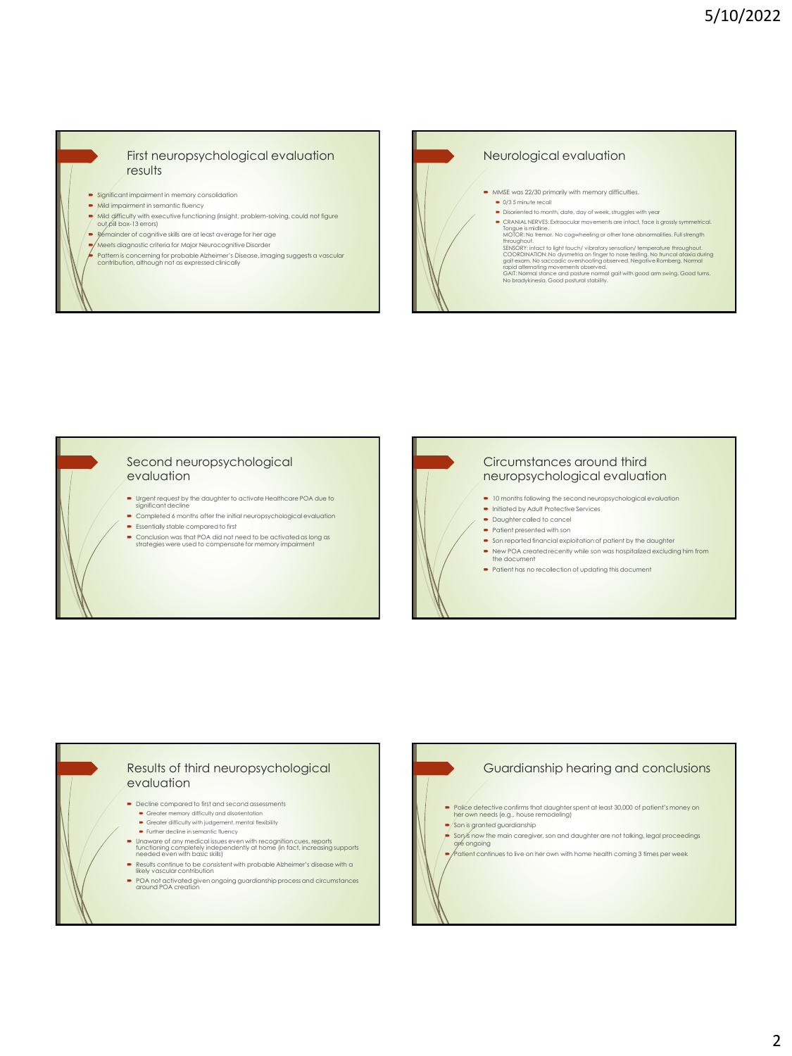## First neuropsychological evaluation results

- Significant impairment in memory consolidation
- Mild impairment in semantic fluency
- Mild difficulty with executive functioning (insight, problem-solving, could not figure out pill box-13 errors)
- Remainder of cognitive skills are at least average for her age
- Meets diagnostic criteria for Major Neurocognitive Disorder
- Pattern is concerning for probable Alzheimer's Disease, imaging suggests a vascular contribution, although not as expressed clinically

## Neurological evaluation

- MMSE was 22/30 primarily with memory difficulties.
  - 0/3 5 minute recall
  - Disoriented to month, date, day of week, struggles with year
  - CRANIAL NERVES: Extraocular movements are intact, face is grossly symmetrical. Tongue is midline.
    MOTOR: No tremor. No cogwheeling or other tone abnormalities. Full strength throughout.
    SENSORY: intact to light touch/ vibratory sensation/ temperature throughout.
    COORDINATION: No dysmetria on finger to nose testing. No truncal ataxia during gait exam. No saccadic overshooting observed. Negative Romberg. Normal rapid alternating movements observed.
    GAIT: Normal stance and posture normal gait with good arm swing. Good turns. No bradykinesia. Good postural stability.

## Second neuropsychological evaluation

- Urgent request by the daughter to activate Healthcare POA due to significant decline
- Completed 6 months after the initial neuropsychological evaluation
- Essentially stable compared to first
- Conclusion was that POA did not need to be activated as long as strategies were used to compensate for memory impairment

## Circumstances around third neuropsychological evaluation

- 10 months following the second neuropsychological evaluation
- Initiated by Adult Protective Services
- Daughter called to cancel
- Patient presented with son
- Son reported financial exploitation of patient by the daughter
- New POA created recently while son was hospitalized excluding him from the document
- Patient has no recollection of updating this document

## Results of third neuropsychological evaluation

- Decline compared to first and second assessments
  - Greater memory difficulty and disorientation
  - Greater difficulty with judgement, mental flexibility
  - Further decline in semantic fluency
- Unaware of any medical issues even with recognition cues, reports functioning completely independently at home (in fact, increasing supports needed even with basic skills)
- Results continue to be consistent with probable Alzheimer's disease with a likely vascular contribution
- POA not activated given ongoing guardianship process and circumstances around POA creation

## Guardianship hearing and conclusions

- Police detective confirms that daughter spent at least 30,000 of patient's money on her own needs (e.g., house remodeling)
- Son is granted guardianship
- Son is now the main caregiver, son and daughter are not talking, legal proceedings are ongoing
- Patient continues to live on her own with home health coming 3 times per week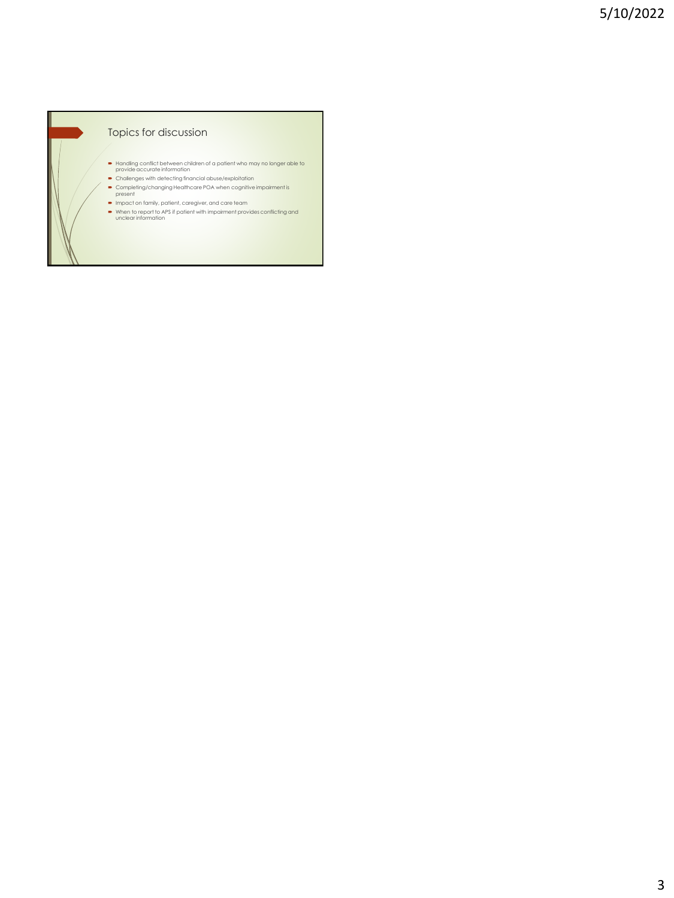## Topics for discussion

- Handling conflict between children of a patient who may no longer able to provide accurate information
- Challenges with detecting financial abuse/exploitation
- Completing/changing Healthcare POA when cognitive impairment is present
- Impact on family, patient, caregiver, and care team
- When to report to APS if patient with impairment provides conflicting and unclear information